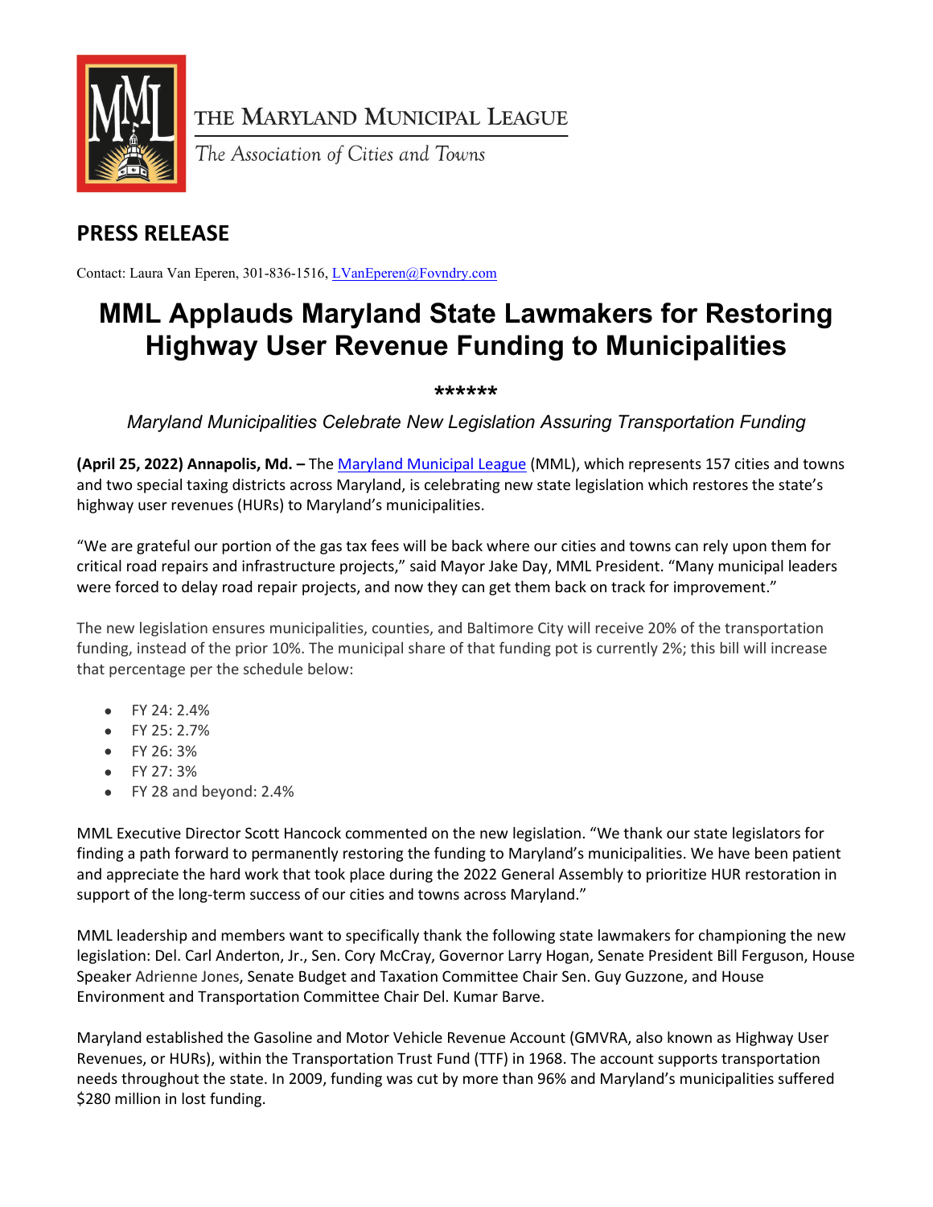THE MARYLAND MUNICIPAL LEAGUE

*The Association of Cities and Towns*

## PRESS RELEASE

Contact: Laura Van Eperen, 301-836-1516, LVanEperen@Fovndry.com

# MML Applauds Maryland State Lawmakers for Restoring Highway User Revenue Funding to Municipalities

******

*Maryland Municipalities Celebrate New Legislation Assuring Transportation Funding*

**(April 25, 2022) Annapolis, Md. –** The Maryland Municipal League (MML), which represents 157 cities and towns and two special taxing districts across Maryland, is celebrating new state legislation which restores the state's highway user revenues (HURs) to Maryland's municipalities.

"We are grateful our portion of the gas tax fees will be back where our cities and towns can rely upon them for critical road repairs and infrastructure projects," said Mayor Jake Day, MML President. "Many municipal leaders were forced to delay road repair projects, and now they can get them back on track for improvement."

The new legislation ensures municipalities, counties, and Baltimore City will receive 20% of the transportation funding, instead of the prior 10%. The municipal share of that funding pot is currently 2%; this bill will increase that percentage per the schedule below:

- FY 24: 2.4%
- FY 25: 2.7%
- FY 26: 3%
- FY 27: 3%
- FY 28 and beyond: 2.4%

MML Executive Director Scott Hancock commented on the new legislation. "We thank our state legislators for finding a path forward to permanently restoring the funding to Maryland's municipalities. We have been patient and appreciate the hard work that took place during the 2022 General Assembly to prioritize HUR restoration in support of the long-term success of our cities and towns across Maryland."

MML leadership and members want to specifically thank the following state lawmakers for championing the new legislation: Del. Carl Anderton, Jr., Sen. Cory McCray, Governor Larry Hogan, Senate President Bill Ferguson, House Speaker Adrienne Jones, Senate Budget and Taxation Committee Chair Sen. Guy Guzzone, and House Environment and Transportation Committee Chair Del. Kumar Barve.

Maryland established the Gasoline and Motor Vehicle Revenue Account (GMVRA, also known as Highway User Revenues, or HURs), within the Transportation Trust Fund (TTF) in 1968. The account supports transportation needs throughout the state. In 2009, funding was cut by more than 96% and Maryland's municipalities suffered $280 million in lost funding.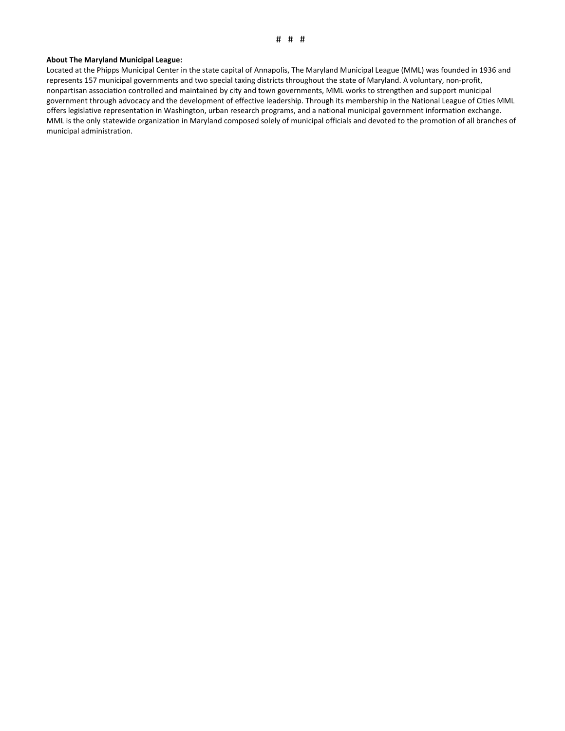# # #

**About The Maryland Municipal League:**

Located at the Phipps Municipal Center in the state capital of Annapolis, The Maryland Municipal League (MML) was founded in 1936 and represents 157 municipal governments and two special taxing districts throughout the state of Maryland. A voluntary, non-profit, nonpartisan association controlled and maintained by city and town governments, MML works to strengthen and support municipal government through advocacy and the development of effective leadership. Through its membership in the National League of Cities MML offers legislative representation in Washington, urban research programs, and a national municipal government information exchange. MML is the only statewide organization in Maryland composed solely of municipal officials and devoted to the promotion of all branches of municipal administration.